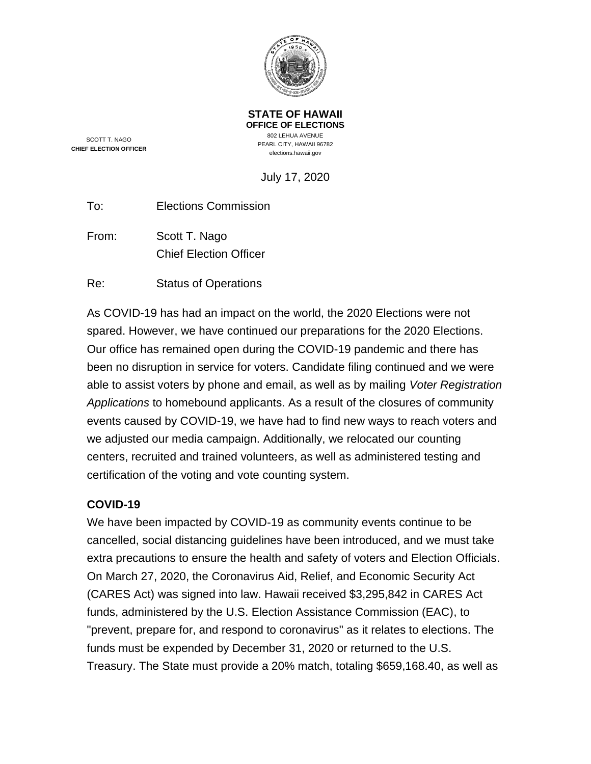**STATE OF HAWAII**
**OFFICE OF ELECTIONS**
802 LEHUA AVENUE
PEARL CITY, HAWAII 96782
elections.hawaii.gov

SCOTT T. NAGO
**CHIEF ELECTION OFFICER**

July 17, 2020

To: Elections Commission

From: Scott T. Nago
Chief Election Officer

Re: Status of Operations

As COVID-19 has had an impact on the world, the 2020 Elections were not spared. However, we have continued our preparations for the 2020 Elections. Our office has remained open during the COVID-19 pandemic and there has been no disruption in service for voters. Candidate filing continued and we were able to assist voters by phone and email, as well as by mailing *Voter Registration Applications* to homebound applicants. As a result of the closures of community events caused by COVID-19, we have had to find new ways to reach voters and we adjusted our media campaign. Additionally, we relocated our counting centers, recruited and trained volunteers, as well as administered testing and certification of the voting and vote counting system.

**COVID-19**

We have been impacted by COVID-19 as community events continue to be cancelled, social distancing guidelines have been introduced, and we must take extra precautions to ensure the health and safety of voters and Election Officials. On March 27, 2020, the Coronavirus Aid, Relief, and Economic Security Act (CARES Act) was signed into law. Hawaii received $3,295,842 in CARES Act funds, administered by the U.S. Election Assistance Commission (EAC), to "prevent, prepare for, and respond to coronavirus" as it relates to elections. The funds must be expended by December 31, 2020 or returned to the U.S. Treasury. The State must provide a 20% match, totaling $659,168.40, as well as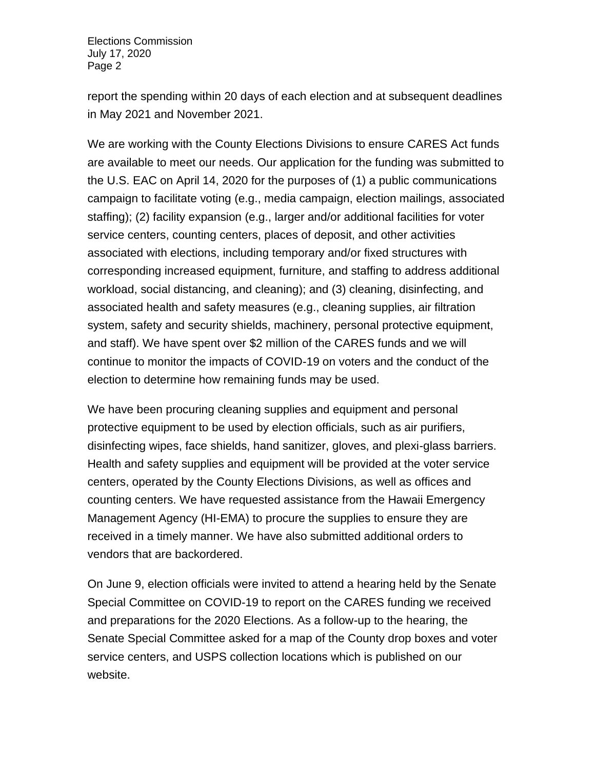report the spending within 20 days of each election and at subsequent deadlines in May 2021 and November 2021.

We are working with the County Elections Divisions to ensure CARES Act funds are available to meet our needs. Our application for the funding was submitted to the U.S. EAC on April 14, 2020 for the purposes of (1) a public communications campaign to facilitate voting (e.g., media campaign, election mailings, associated staffing); (2) facility expansion (e.g., larger and/or additional facilities for voter service centers, counting centers, places of deposit, and other activities associated with elections, including temporary and/or fixed structures with corresponding increased equipment, furniture, and staffing to address additional workload, social distancing, and cleaning); and (3) cleaning, disinfecting, and associated health and safety measures (e.g., cleaning supplies, air filtration system, safety and security shields, machinery, personal protective equipment, and staff). We have spent over $2 million of the CARES funds and we will continue to monitor the impacts of COVID-19 on voters and the conduct of the election to determine how remaining funds may be used.

We have been procuring cleaning supplies and equipment and personal protective equipment to be used by election officials, such as air purifiers, disinfecting wipes, face shields, hand sanitizer, gloves, and plexi-glass barriers. Health and safety supplies and equipment will be provided at the voter service centers, operated by the County Elections Divisions, as well as offices and counting centers. We have requested assistance from the Hawaii Emergency Management Agency (HI-EMA) to procure the supplies to ensure they are received in a timely manner. We have also submitted additional orders to vendors that are backordered.

On June 9, election officials were invited to attend a hearing held by the Senate Special Committee on COVID-19 to report on the CARES funding we received and preparations for the 2020 Elections. As a follow-up to the hearing, the Senate Special Committee asked for a map of the County drop boxes and voter service centers, and USPS collection locations which is published on our website.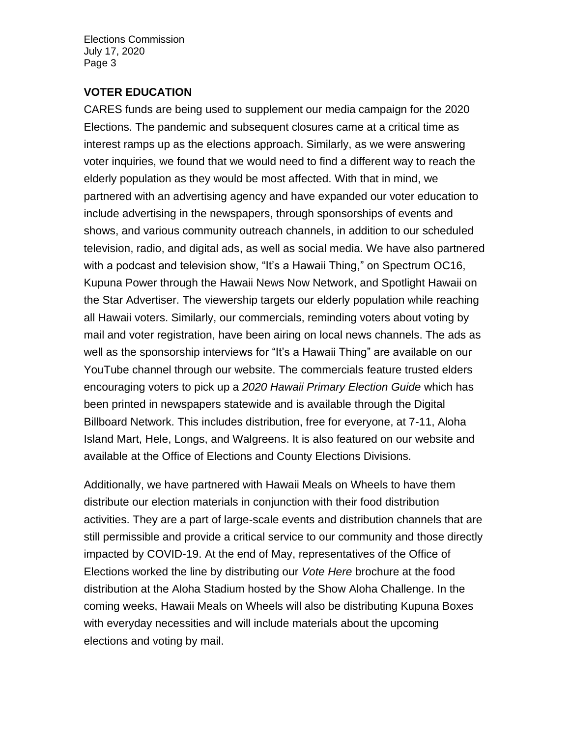## VOTER EDUCATION

CARES funds are being used to supplement our media campaign for the 2020 Elections. The pandemic and subsequent closures came at a critical time as interest ramps up as the elections approach. Similarly, as we were answering voter inquiries, we found that we would need to find a different way to reach the elderly population as they would be most affected. With that in mind, we partnered with an advertising agency and have expanded our voter education to include advertising in the newspapers, through sponsorships of events and shows, and various community outreach channels, in addition to our scheduled television, radio, and digital ads, as well as social media. We have also partnered with a podcast and television show, "It's a Hawaii Thing," on Spectrum OC16, Kupuna Power through the Hawaii News Now Network, and Spotlight Hawaii on the Star Advertiser. The viewership targets our elderly population while reaching all Hawaii voters. Similarly, our commercials, reminding voters about voting by mail and voter registration, have been airing on local news channels. The ads as well as the sponsorship interviews for "It's a Hawaii Thing" are available on our YouTube channel through our website. The commercials feature trusted elders encouraging voters to pick up a *2020 Hawaii Primary Election Guide* which has been printed in newspapers statewide and is available through the Digital Billboard Network. This includes distribution, free for everyone, at 7-11, Aloha Island Mart, Hele, Longs, and Walgreens. It is also featured on our website and available at the Office of Elections and County Elections Divisions.

Additionally, we have partnered with Hawaii Meals on Wheels to have them distribute our election materials in conjunction with their food distribution activities. They are a part of large-scale events and distribution channels that are still permissible and provide a critical service to our community and those directly impacted by COVID-19. At the end of May, representatives of the Office of Elections worked the line by distributing our *Vote Here* brochure at the food distribution at the Aloha Stadium hosted by the Show Aloha Challenge. In the coming weeks, Hawaii Meals on Wheels will also be distributing Kupuna Boxes with everyday necessities and will include materials about the upcoming elections and voting by mail.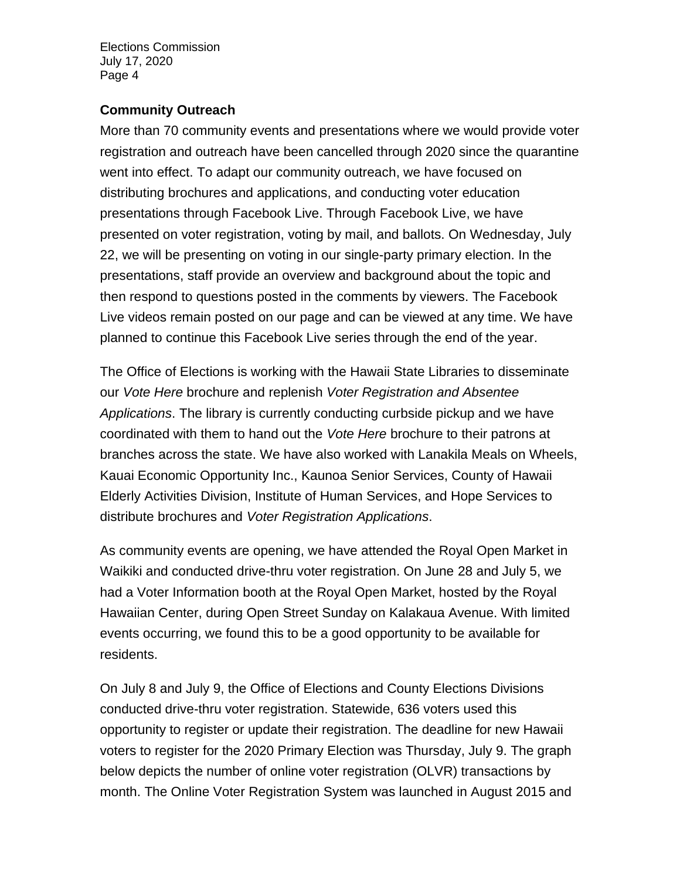## Community Outreach

More than 70 community events and presentations where we would provide voter registration and outreach have been cancelled through 2020 since the quarantine went into effect. To adapt our community outreach, we have focused on distributing brochures and applications, and conducting voter education presentations through Facebook Live. Through Facebook Live, we have presented on voter registration, voting by mail, and ballots. On Wednesday, July 22, we will be presenting on voting in our single-party primary election. In the presentations, staff provide an overview and background about the topic and then respond to questions posted in the comments by viewers. The Facebook Live videos remain posted on our page and can be viewed at any time. We have planned to continue this Facebook Live series through the end of the year.

The Office of Elections is working with the Hawaii State Libraries to disseminate our *Vote Here* brochure and replenish *Voter Registration and Absentee Applications*. The library is currently conducting curbside pickup and we have coordinated with them to hand out the *Vote Here* brochure to their patrons at branches across the state. We have also worked with Lanakila Meals on Wheels, Kauai Economic Opportunity Inc., Kaunoa Senior Services, County of Hawaii Elderly Activities Division, Institute of Human Services, and Hope Services to distribute brochures and *Voter Registration Applications*.

As community events are opening, we have attended the Royal Open Market in Waikiki and conducted drive-thru voter registration. On June 28 and July 5, we had a Voter Information booth at the Royal Open Market, hosted by the Royal Hawaiian Center, during Open Street Sunday on Kalakaua Avenue. With limited events occurring, we found this to be a good opportunity to be available for residents.

On July 8 and July 9, the Office of Elections and County Elections Divisions conducted drive-thru voter registration. Statewide, 636 voters used this opportunity to register or update their registration. The deadline for new Hawaii voters to register for the 2020 Primary Election was Thursday, July 9. The graph below depicts the number of online voter registration (OLVR) transactions by month. The Online Voter Registration System was launched in August 2015 and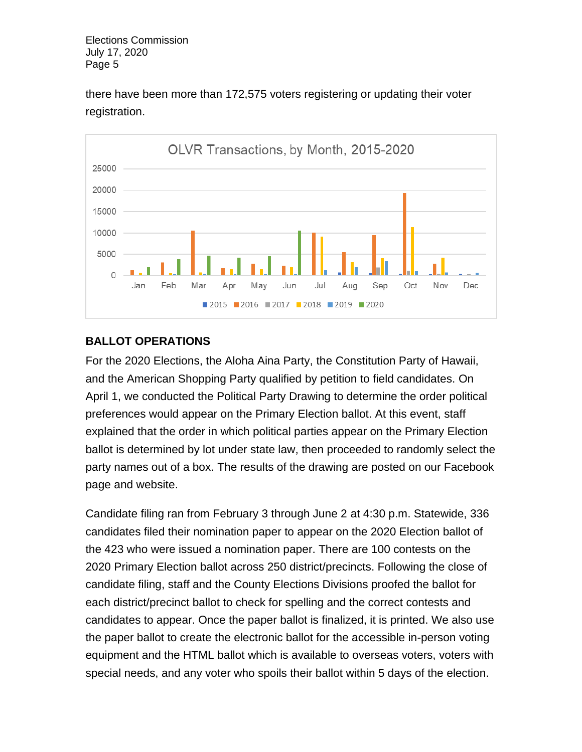there have been more than 172,575 voters registering or updating their voter registration.

**BALLOT OPERATIONS**

For the 2020 Elections, the Aloha Aina Party, the Constitution Party of Hawaii, and the American Shopping Party qualified by petition to field candidates. On April 1, we conducted the Political Party Drawing to determine the order political preferences would appear on the Primary Election ballot. At this event, staff explained that the order in which political parties appear on the Primary Election ballot is determined by lot under state law, then proceeded to randomly select the party names out of a box. The results of the drawing are posted on our Facebook page and website.

Candidate filing ran from February 3 through June 2 at 4:30 p.m. Statewide, 336 candidates filed their nomination paper to appear on the 2020 Election ballot of the 423 who were issued a nomination paper. There are 100 contests on the 2020 Primary Election ballot across 250 district/precincts. Following the close of candidate filing, staff and the County Elections Divisions proofed the ballot for each district/precinct ballot to check for spelling and the correct contests and candidates to appear. Once the paper ballot is finalized, it is printed. We also use the paper ballot to create the electronic ballot for the accessible in-person voting equipment and the HTML ballot which is available to overseas voters, voters with special needs, and any voter who spoils their ballot within 5 days of the election.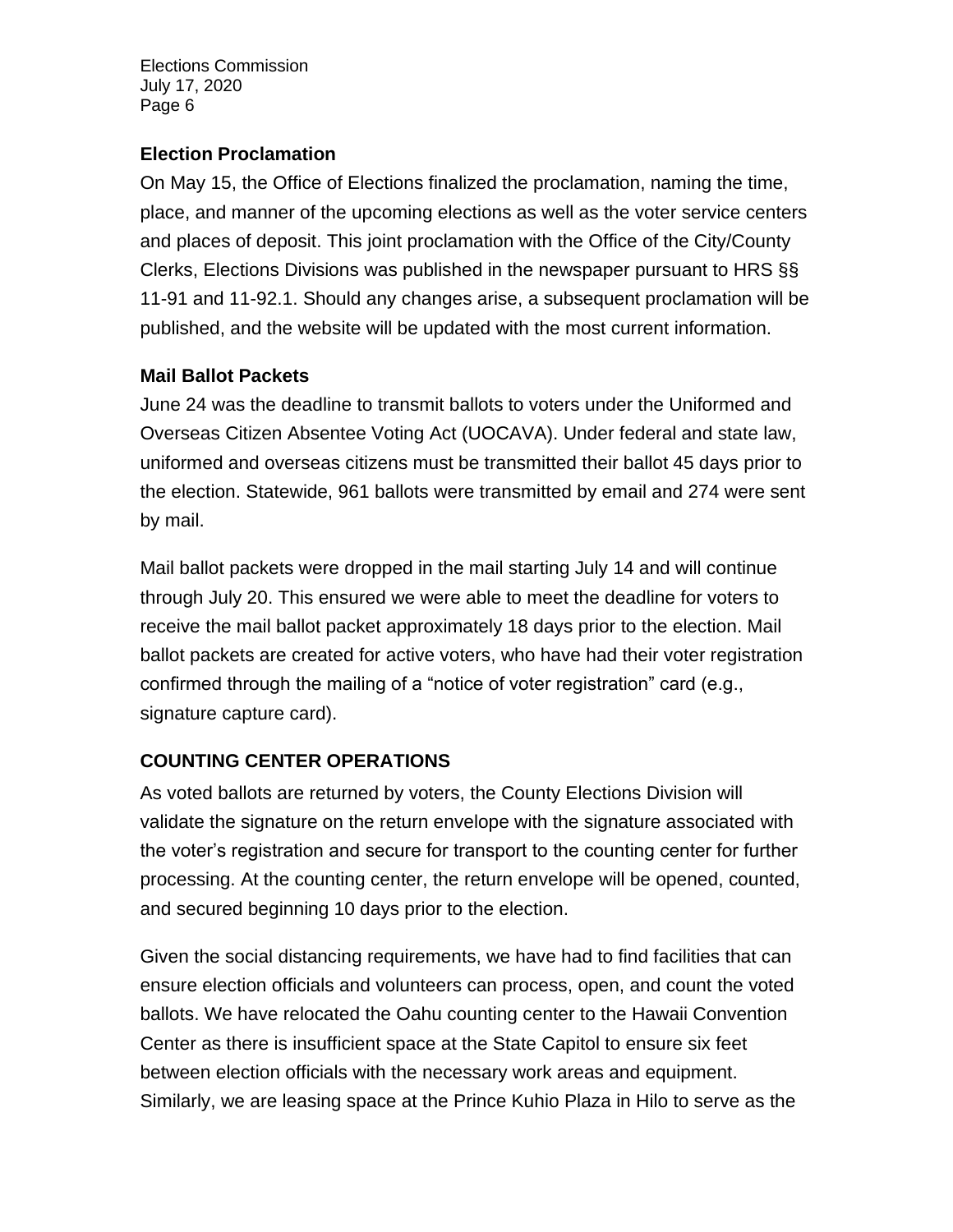### Election Proclamation

On May 15, the Office of Elections finalized the proclamation, naming the time, place, and manner of the upcoming elections as well as the voter service centers and places of deposit. This joint proclamation with the Office of the City/County Clerks, Elections Divisions was published in the newspaper pursuant to HRS §§ 11-91 and 11-92.1. Should any changes arise, a subsequent proclamation will be published, and the website will be updated with the most current information.

### Mail Ballot Packets

June 24 was the deadline to transmit ballots to voters under the Uniformed and Overseas Citizen Absentee Voting Act (UOCAVA). Under federal and state law, uniformed and overseas citizens must be transmitted their ballot 45 days prior to the election. Statewide, 961 ballots were transmitted by email and 274 were sent by mail.

Mail ballot packets were dropped in the mail starting July 14 and will continue through July 20. This ensured we were able to meet the deadline for voters to receive the mail ballot packet approximately 18 days prior to the election. Mail ballot packets are created for active voters, who have had their voter registration confirmed through the mailing of a "notice of voter registration" card (e.g., signature capture card).

## COUNTING CENTER OPERATIONS

As voted ballots are returned by voters, the County Elections Division will validate the signature on the return envelope with the signature associated with the voter's registration and secure for transport to the counting center for further processing. At the counting center, the return envelope will be opened, counted, and secured beginning 10 days prior to the election.

Given the social distancing requirements, we have had to find facilities that can ensure election officials and volunteers can process, open, and count the voted ballots. We have relocated the Oahu counting center to the Hawaii Convention Center as there is insufficient space at the State Capitol to ensure six feet between election officials with the necessary work areas and equipment. Similarly, we are leasing space at the Prince Kuhio Plaza in Hilo to serve as the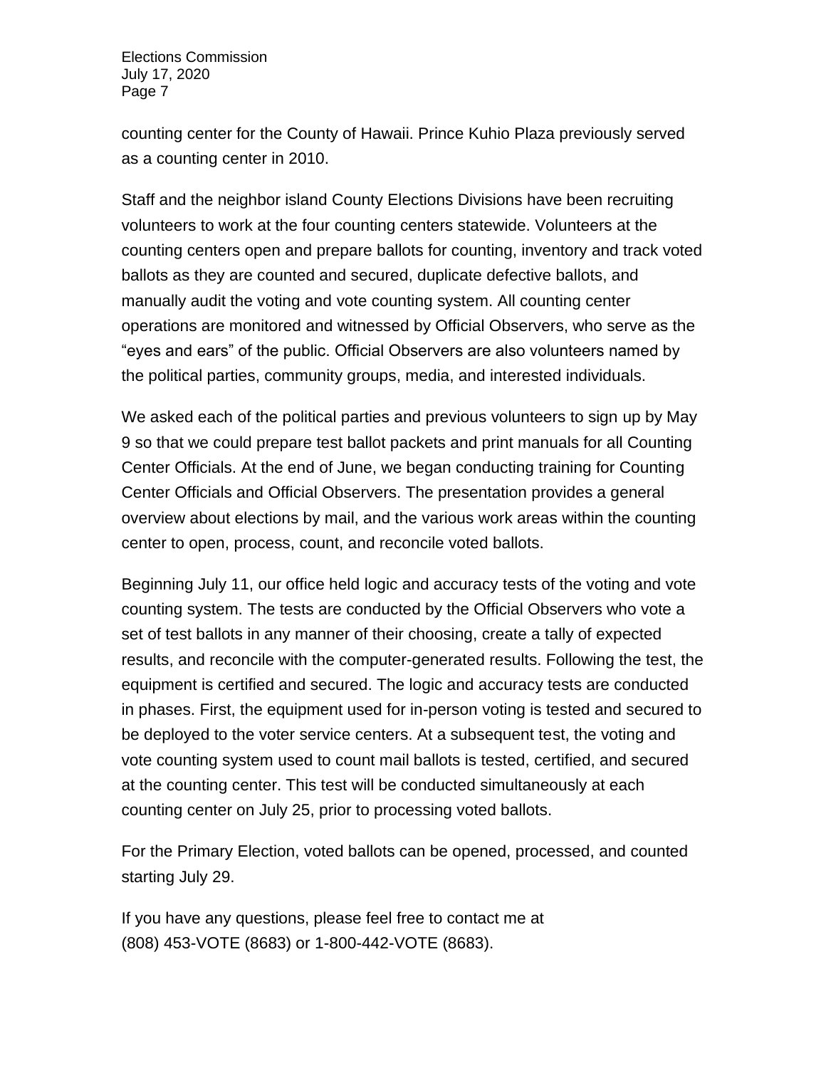counting center for the County of Hawaii. Prince Kuhio Plaza previously served as a counting center in 2010.

Staff and the neighbor island County Elections Divisions have been recruiting volunteers to work at the four counting centers statewide. Volunteers at the counting centers open and prepare ballots for counting, inventory and track voted ballots as they are counted and secured, duplicate defective ballots, and manually audit the voting and vote counting system. All counting center operations are monitored and witnessed by Official Observers, who serve as the "eyes and ears" of the public. Official Observers are also volunteers named by the political parties, community groups, media, and interested individuals.

We asked each of the political parties and previous volunteers to sign up by May 9 so that we could prepare test ballot packets and print manuals for all Counting Center Officials. At the end of June, we began conducting training for Counting Center Officials and Official Observers. The presentation provides a general overview about elections by mail, and the various work areas within the counting center to open, process, count, and reconcile voted ballots.

Beginning July 11, our office held logic and accuracy tests of the voting and vote counting system. The tests are conducted by the Official Observers who vote a set of test ballots in any manner of their choosing, create a tally of expected results, and reconcile with the computer-generated results. Following the test, the equipment is certified and secured. The logic and accuracy tests are conducted in phases. First, the equipment used for in-person voting is tested and secured to be deployed to the voter service centers. At a subsequent test, the voting and vote counting system used to count mail ballots is tested, certified, and secured at the counting center. This test will be conducted simultaneously at each counting center on July 25, prior to processing voted ballots.

For the Primary Election, voted ballots can be opened, processed, and counted starting July 29.

If you have any questions, please feel free to contact me at
(808) 453-VOTE (8683) or 1-800-442-VOTE (8683).